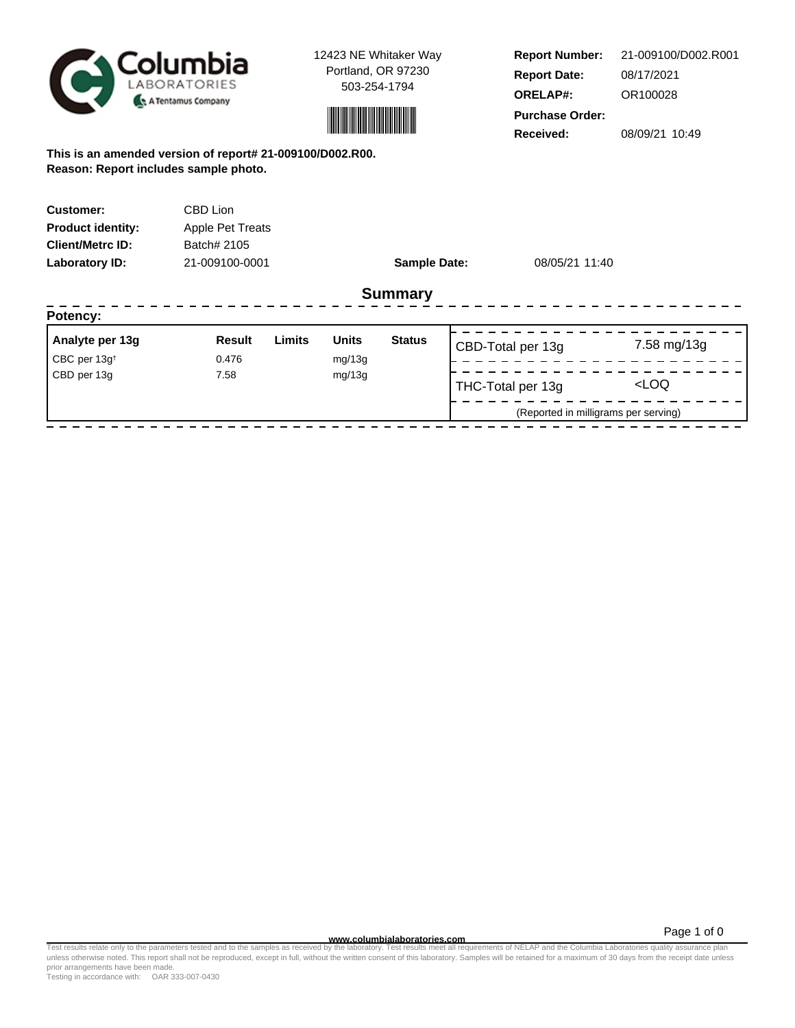Columbia LABORATORIES
A Tentamus Company

12423 NE Whitaker Way
Portland, OR 97230
503-254-1794

| | |
|---|---|
| **Report Number:** | 21-009100/D002.R001 |
| **Report Date:** | 08/17/2021 |
| **ORELAP#:** | OR100028 |
| **Purchase Order:** | |
| **Received:** | 08/09/21 10:49 |

**This is an amended version of report# 21-009100/D002.R00.**
**Reason: Report includes sample photo.**

| | | | |
|---|---|---|---|
| **Customer:** | CBD Lion | | |
| **Product identity:** | Apple Pet Treats | | |
| **Client/Metrc ID:** | Batch# 2105 | | |
| **Laboratory ID:** | 21-009100-0001 | **Sample Date:** | 08/05/21 11:40 |

## Summary

**Potency:**

| Analyte per 13g | Result | Limits | Units | Status |
|---|---|---|---|---|
| CBC per 13g† | 0.476 | | mg/13g | |
| CBD per 13g | 7.58 | | mg/13g | |

| | |
|---|---|
| CBD-Total per 13g | 7.58 mg/13g |
| THC-Total per 13g | <LOQ |

(Reported in milligrams per serving)

www.columbialaboratories.com

Test results relate only to the parameters tested and to the samples as received by the laboratory. Test results meet all requirements of NELAP and the Columbia Laboratories quality assurance plan unless otherwise noted. This report shall not be reproduced, except in full, without the written consent of this laboratory. Samples will be retained for a maximum of 30 days from the receipt date unless prior arrangements have been made.
Testing in accordance with: OAR 333-007-0430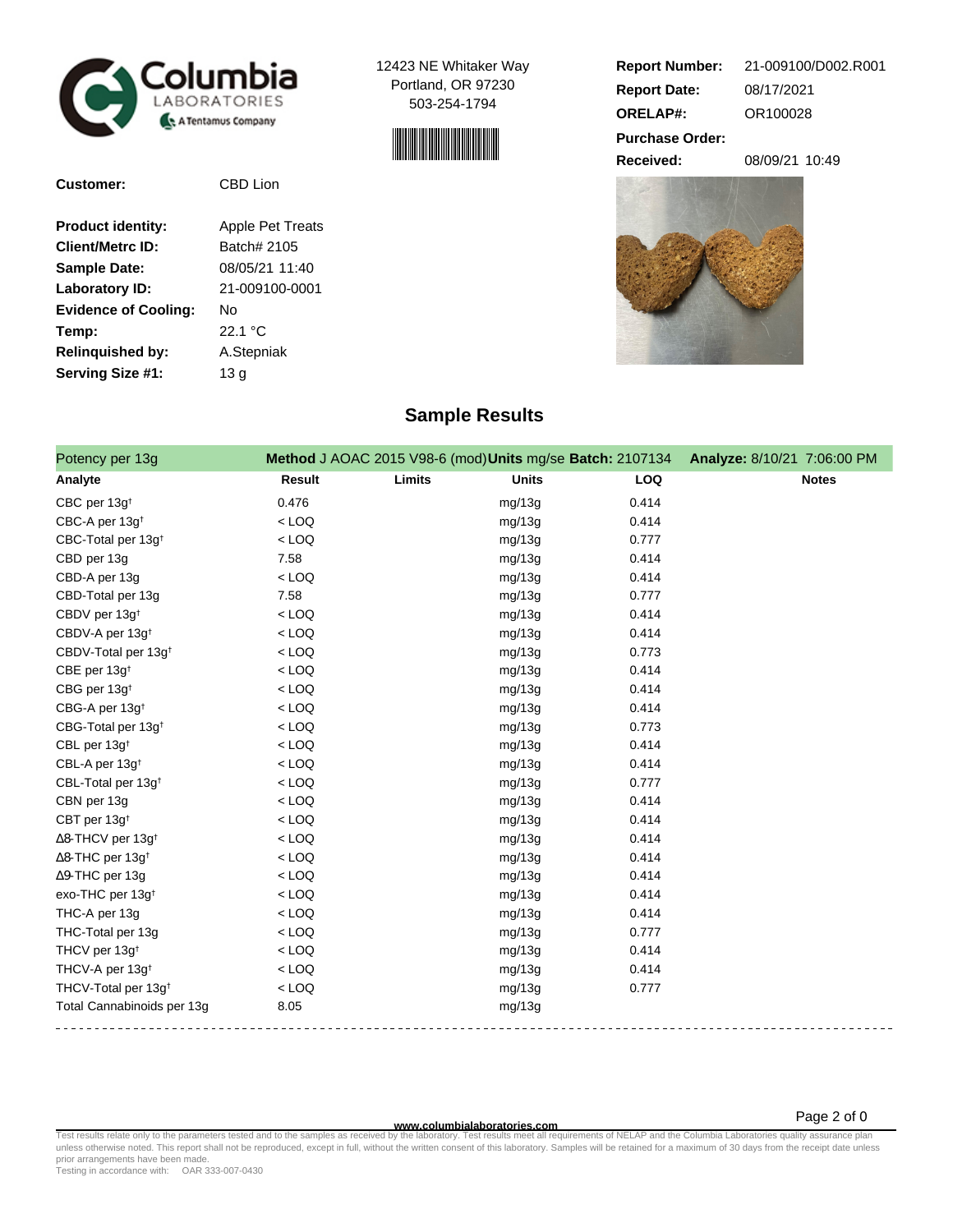Columbia LABORATORIES
A Tentamus Company

12423 NE Whitaker Way
Portland, OR 97230
503-254-1794

| | |
|---|---|
| **Report Number:** | 21-009100/D002.R001 |
| **Report Date:** | 08/17/2021 |
| **ORELAP#:** | OR100028 |
| **Purchase Order:** | |
| **Received:** | 08/09/21 10:49 |

| | |
|---|---|
| **Customer:** | CBD Lion |
| **Product identity:** | Apple Pet Treats |
| **Client/Metrc ID:** | Batch# 2105 |
| **Sample Date:** | 08/05/21 11:40 |
| **Laboratory ID:** | 21-009100-0001 |
| **Evidence of Cooling:** | No |
| **Temp:** | 22.1 °C |
| **Relinquished by:** | A.Stepniak |
| **Serving Size #1:** | 13 g |

## Sample Results

Potency per 13g — **Method** J AOAC 2015 V98-6 (mod) **Units** mg/se **Batch:** 2107134 **Analyze:** 8/10/21 7:06:00 PM

| Analyte | Result | Limits | Units | LOQ | Notes |
|---|---|---|---|---|---|
| CBC per 13g† | 0.476 | | mg/13g | 0.414 | |
| CBC-A per 13g† | < LOQ | | mg/13g | 0.414 | |
| CBC-Total per 13g† | < LOQ | | mg/13g | 0.777 | |
| CBD per 13g | 7.58 | | mg/13g | 0.414 | |
| CBD-A per 13g | < LOQ | | mg/13g | 0.414 | |
| CBD-Total per 13g | 7.58 | | mg/13g | 0.777 | |
| CBDV per 13g† | < LOQ | | mg/13g | 0.414 | |
| CBDV-A per 13g† | < LOQ | | mg/13g | 0.414 | |
| CBDV-Total per 13g† | < LOQ | | mg/13g | 0.773 | |
| CBE per 13g† | < LOQ | | mg/13g | 0.414 | |
| CBG per 13g† | < LOQ | | mg/13g | 0.414 | |
| CBG-A per 13g† | < LOQ | | mg/13g | 0.414 | |
| CBG-Total per 13g† | < LOQ | | mg/13g | 0.773 | |
| CBL per 13g† | < LOQ | | mg/13g | 0.414 | |
| CBL-A per 13g† | < LOQ | | mg/13g | 0.414 | |
| CBL-Total per 13g† | < LOQ | | mg/13g | 0.777 | |
| CBN per 13g | < LOQ | | mg/13g | 0.414 | |
| CBT per 13g† | < LOQ | | mg/13g | 0.414 | |
| Δ8-THCV per 13g† | < LOQ | | mg/13g | 0.414 | |
| Δ8-THC per 13g† | < LOQ | | mg/13g | 0.414 | |
| Δ9-THC per 13g | < LOQ | | mg/13g | 0.414 | |
| exo-THC per 13g† | < LOQ | | mg/13g | 0.414 | |
| THC-A per 13g | < LOQ | | mg/13g | 0.414 | |
| THC-Total per 13g | < LOQ | | mg/13g | 0.777 | |
| THCV per 13g† | < LOQ | | mg/13g | 0.414 | |
| THCV-A per 13g† | < LOQ | | mg/13g | 0.414 | |
| THCV-Total per 13g† | < LOQ | | mg/13g | 0.777 | |
| Total Cannabinoids per 13g | 8.05 | | mg/13g | | |

www.columbialaboratories.com

Test results relate only to the parameters tested and to the samples as received by the laboratory. Test results meet all requirements of NELAP and the Columbia Laboratories quality assurance plan unless otherwise noted. This report shall not be reproduced, except in full, without the written consent of this laboratory. Samples will be retained for a maximum of 30 days from the receipt date unless prior arrangements have been made.
Testing in accordance with: OAR 333-007-0430